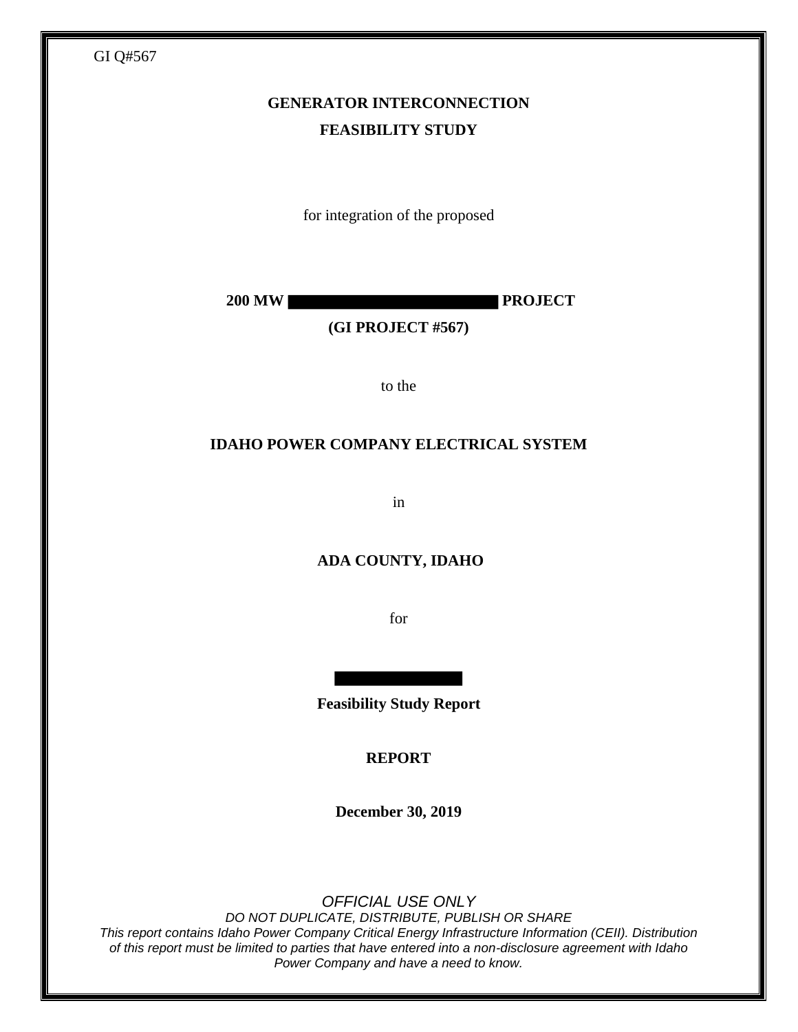GI Q#567

# GENERATOR INTERCONNECTION
# FEASIBILITY STUDY

for integration of the proposed

**200 MW ██████████████████ PROJECT**

**(GI PROJECT #567)**

to the

**IDAHO POWER COMPANY ELECTRICAL SYSTEM**

in

**ADA COUNTY, IDAHO**

for

██████████

**Feasibility Study Report**

**REPORT**

**December 30, 2019**

*OFFICIAL USE ONLY*

*DO NOT DUPLICATE, DISTRIBUTE, PUBLISH OR SHARE*

*This report contains Idaho Power Company Critical Energy Infrastructure Information (CEII). Distribution of this report must be limited to parties that have entered into a non-disclosure agreement with Idaho Power Company and have a need to know.*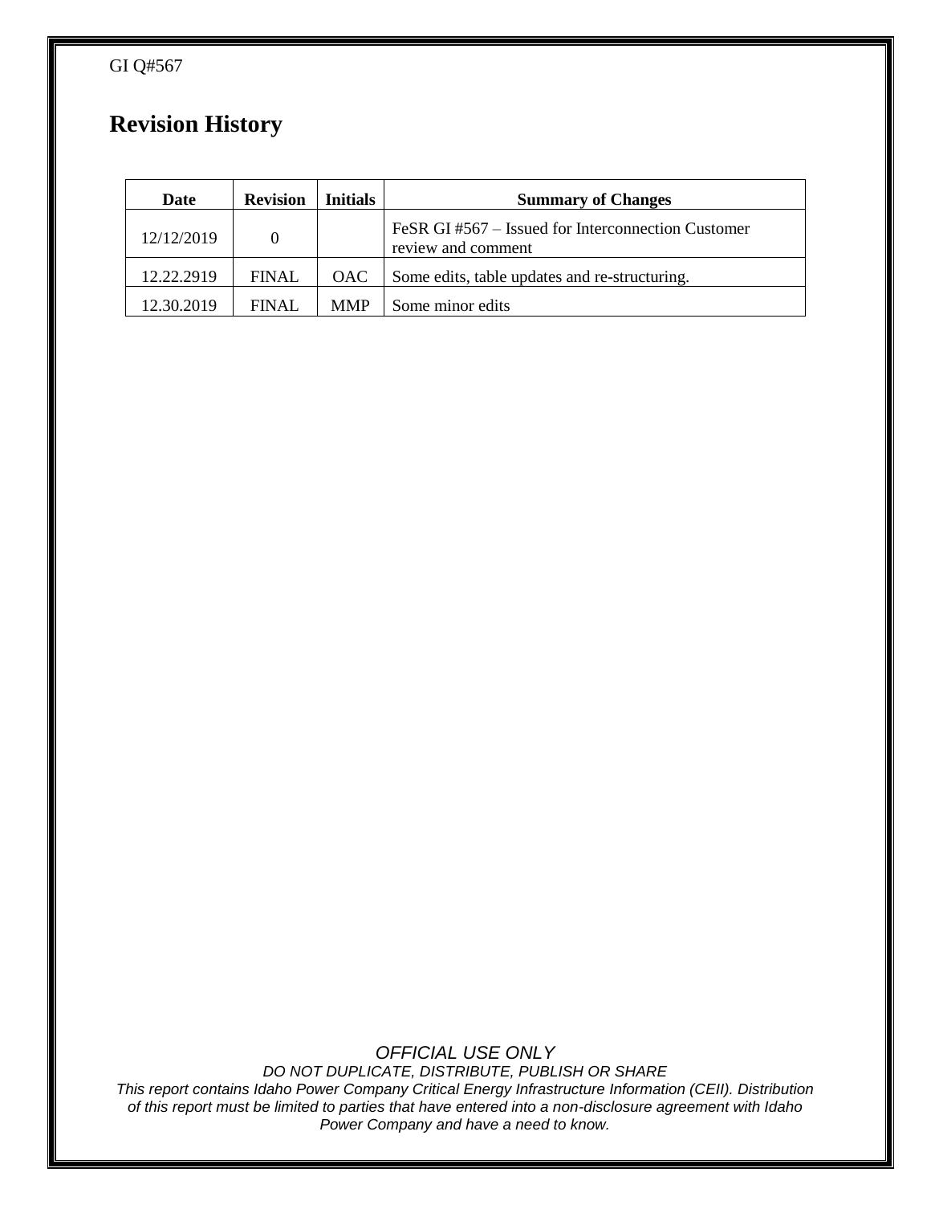# Revision History

| Date | Revision | Initials | Summary of Changes |
|---|---|---|---|
| 12/12/2019 | 0 | | FeSR GI #567 – Issued for Interconnection Customer review and comment |
| 12.22.2919 | FINAL | OAC | Some edits, table updates and re-structuring. |
| 12.30.2019 | FINAL | MMP | Some minor edits |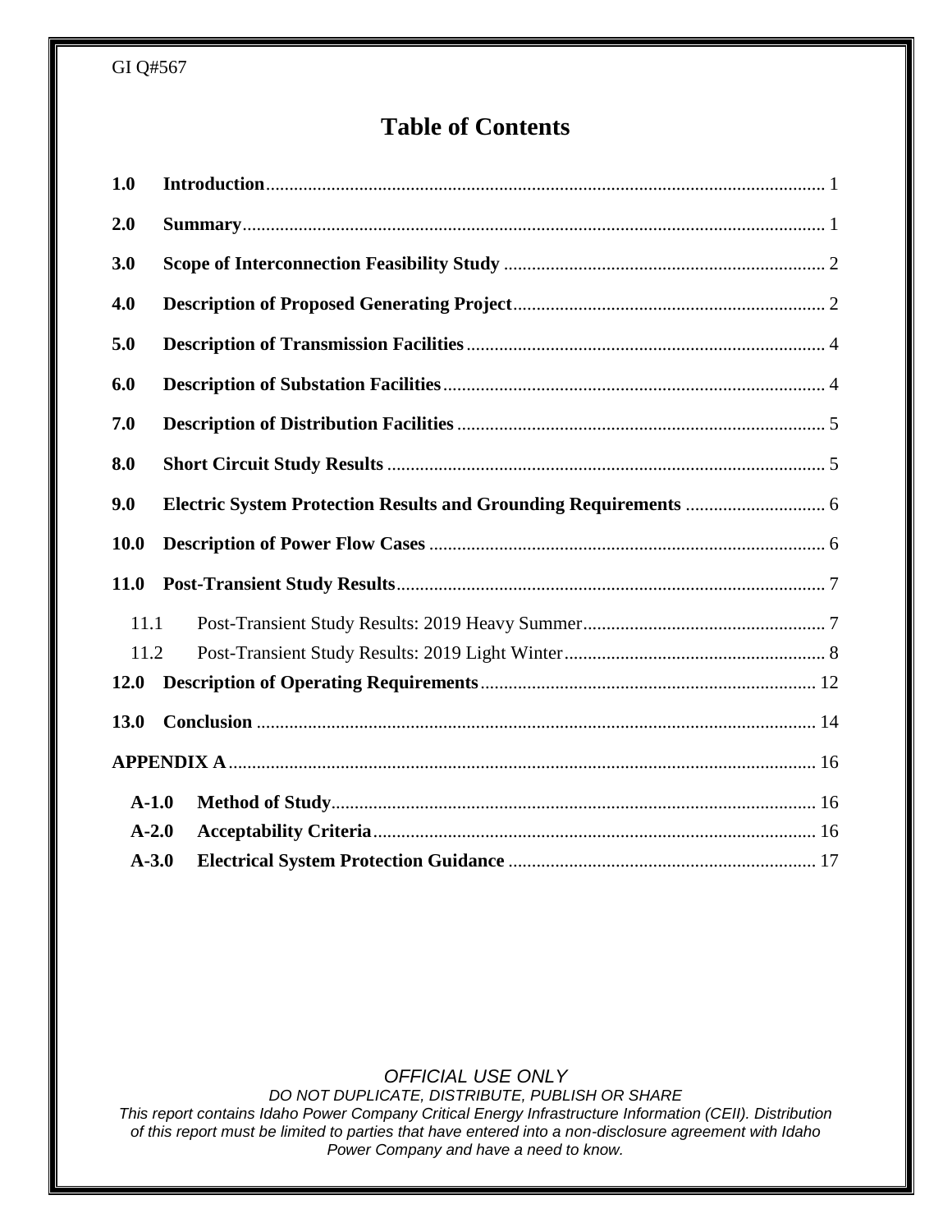# Table of Contents

**1.0 Introduction** ..... 1

**2.0 Summary** ..... 1

**3.0 Scope of Interconnection Feasibility Study** ..... 2

**4.0 Description of Proposed Generating Project** ..... 2

**5.0 Description of Transmission Facilities** ..... 4

**6.0 Description of Substation Facilities** ..... 4

**7.0 Description of Distribution Facilities** ..... 5

**8.0 Short Circuit Study Results** ..... 5

**9.0 Electric System Protection Results and Grounding Requirements** ..... 6

**10.0 Description of Power Flow Cases** ..... 6

**11.0 Post-Transient Study Results** ..... 7

- 11.1 Post-Transient Study Results: 2019 Heavy Summer ..... 7
- 11.2 Post-Transient Study Results: 2019 Light Winter ..... 8

**12.0 Description of Operating Requirements** ..... 12

**13.0 Conclusion** ..... 14

**APPENDIX A** ..... 16

- **A-1.0 Method of Study** ..... 16
- **A-2.0 Acceptability Criteria** ..... 16
- **A-3.0 Electrical System Protection Guidance** ..... 17

*OFFICIAL USE ONLY*

*DO NOT DUPLICATE, DISTRIBUTE, PUBLISH OR SHARE*

*This report contains Idaho Power Company Critical Energy Infrastructure Information (CEII). Distribution of this report must be limited to parties that have entered into a non-disclosure agreement with Idaho Power Company and have a need to know.*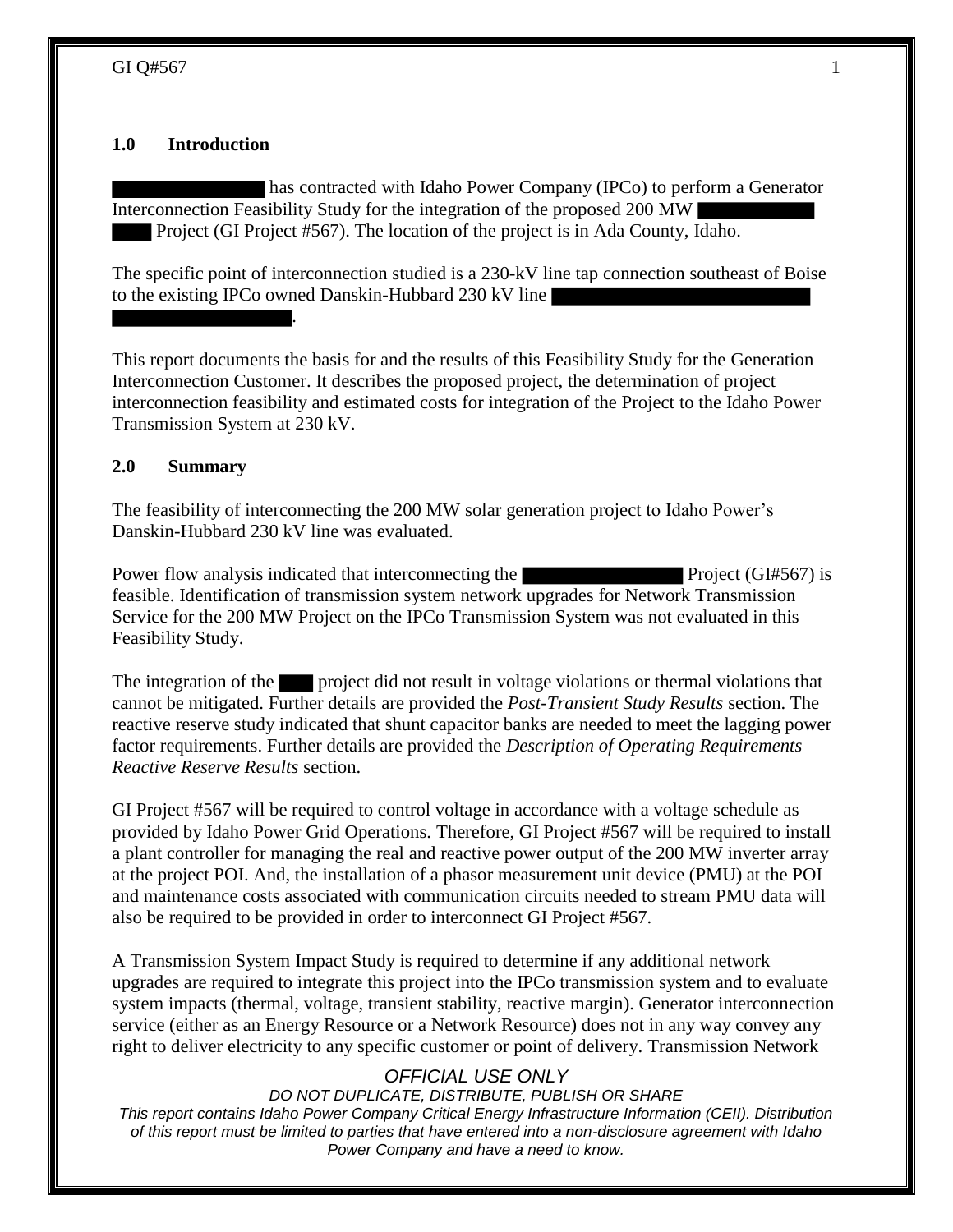## 1.0 Introduction

████████ has contracted with Idaho Power Company (IPCo) to perform a Generator Interconnection Feasibility Study for the integration of the proposed 200 MW ████████ Project (GI Project #567). The location of the project is in Ada County, Idaho.

The specific point of interconnection studied is a 230-kV line tap connection southeast of Boise to the existing IPCo owned Danskin-Hubbard 230 kV line ████████████████.

This report documents the basis for and the results of this Feasibility Study for the Generation Interconnection Customer. It describes the proposed project, the determination of project interconnection feasibility and estimated costs for integration of the Project to the Idaho Power Transmission System at 230 kV.

## 2.0 Summary

The feasibility of interconnecting the 200 MW solar generation project to Idaho Power's Danskin-Hubbard 230 kV line was evaluated.

Power flow analysis indicated that interconnecting the ████████ Project (GI#567) is feasible. Identification of transmission system network upgrades for Network Transmission Service for the 200 MW Project on the IPCo Transmission System was not evaluated in this Feasibility Study.

The integration of the ████ project did not result in voltage violations or thermal violations that cannot be mitigated. Further details are provided the *Post-Transient Study Results* section. The reactive reserve study indicated that shunt capacitor banks are needed to meet the lagging power factor requirements. Further details are provided the *Description of Operating Requirements – Reactive Reserve Results* section.

GI Project #567 will be required to control voltage in accordance with a voltage schedule as provided by Idaho Power Grid Operations. Therefore, GI Project #567 will be required to install a plant controller for managing the real and reactive power output of the 200 MW inverter array at the project POI. And, the installation of a phasor measurement unit device (PMU) at the POI and maintenance costs associated with communication circuits needed to stream PMU data will also be required to be provided in order to interconnect GI Project #567.

A Transmission System Impact Study is required to determine if any additional network upgrades are required to integrate this project into the IPCo transmission system and to evaluate system impacts (thermal, voltage, transient stability, reactive margin). Generator interconnection service (either as an Energy Resource or a Network Resource) does not in any way convey any right to deliver electricity to any specific customer or point of delivery. Transmission Network

*OFFICIAL USE ONLY*

*DO NOT DUPLICATE, DISTRIBUTE, PUBLISH OR SHARE*

*This report contains Idaho Power Company Critical Energy Infrastructure Information (CEII). Distribution of this report must be limited to parties that have entered into a non-disclosure agreement with Idaho Power Company and have a need to know.*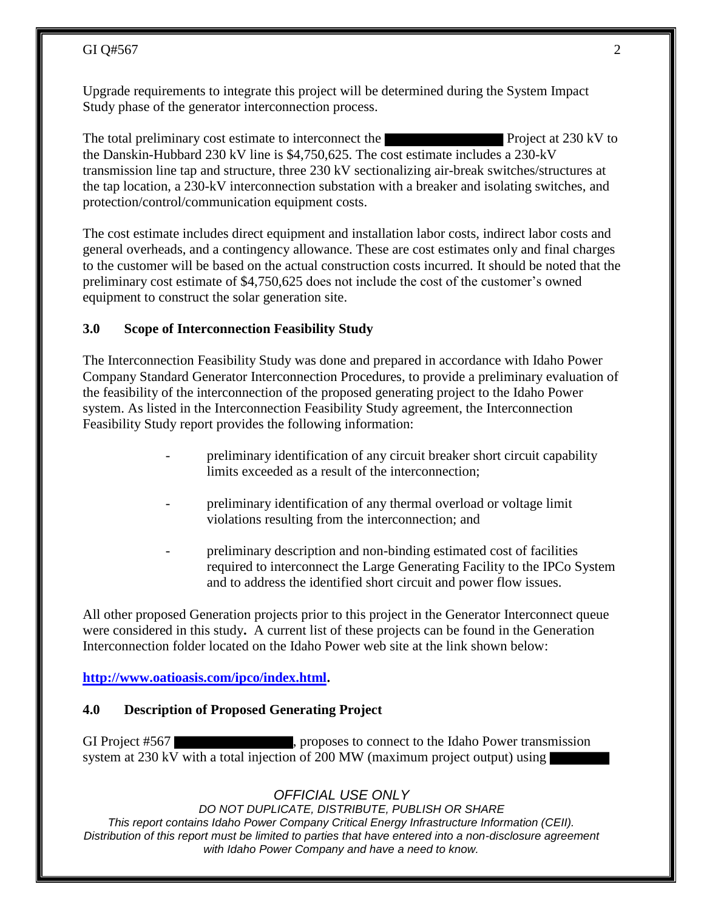Upgrade requirements to integrate this project will be determined during the System Impact Study phase of the generator interconnection process.

The total preliminary cost estimate to interconnect the ████████████ Project at 230 kV to the Danskin-Hubbard 230 kV line is $4,750,625. The cost estimate includes a 230-kV transmission line tap and structure, three 230 kV sectionalizing air-break switches/structures at the tap location, a 230-kV interconnection substation with a breaker and isolating switches, and protection/control/communication equipment costs.

The cost estimate includes direct equipment and installation labor costs, indirect labor costs and general overheads, and a contingency allowance. These are cost estimates only and final charges to the customer will be based on the actual construction costs incurred. It should be noted that the preliminary cost estimate of $4,750,625 does not include the cost of the customer's owned equipment to construct the solar generation site.

## 3.0 Scope of Interconnection Feasibility Study

The Interconnection Feasibility Study was done and prepared in accordance with Idaho Power Company Standard Generator Interconnection Procedures, to provide a preliminary evaluation of the feasibility of the interconnection of the proposed generating project to the Idaho Power system. As listed in the Interconnection Feasibility Study agreement, the Interconnection Feasibility Study report provides the following information:

- preliminary identification of any circuit breaker short circuit capability limits exceeded as a result of the interconnection;
- preliminary identification of any thermal overload or voltage limit violations resulting from the interconnection; and
- preliminary description and non-binding estimated cost of facilities required to interconnect the Large Generating Facility to the IPCo System and to address the identified short circuit and power flow issues.

All other proposed Generation projects prior to this project in the Generator Interconnect queue were considered in this study**.** A current list of these projects can be found in the Generation Interconnection folder located on the Idaho Power web site at the link shown below:

**http://www.oatioasis.com/ipco/index.html.**

## 4.0 Description of Proposed Generating Project

GI Project #567 ████████████, proposes to connect to the Idaho Power transmission system at 230 kV with a total injection of 200 MW (maximum project output) using ██████

*OFFICIAL USE ONLY*

*DO NOT DUPLICATE, DISTRIBUTE, PUBLISH OR SHARE*

*This report contains Idaho Power Company Critical Energy Infrastructure Information (CEII). Distribution of this report must be limited to parties that have entered into a non-disclosure agreement with Idaho Power Company and have a need to know.*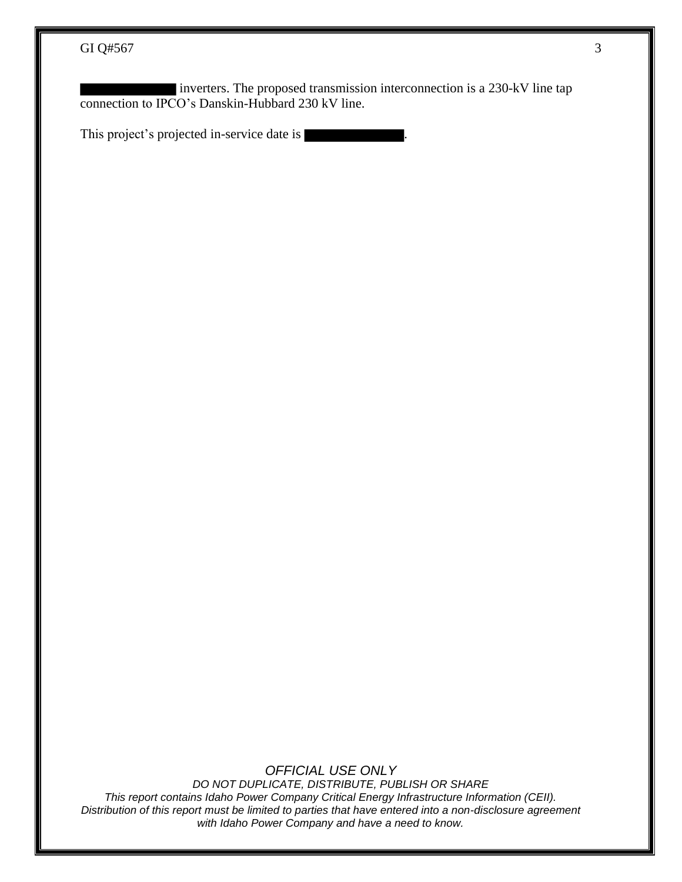█████████ inverters. The proposed transmission interconnection is a 230-kV line tap connection to IPCO's Danskin-Hubbard 230 kV line.

This project's projected in-service date is ██████████.

*OFFICIAL USE ONLY*

*DO NOT DUPLICATE, DISTRIBUTE, PUBLISH OR SHARE*

*This report contains Idaho Power Company Critical Energy Infrastructure Information (CEII). Distribution of this report must be limited to parties that have entered into a non-disclosure agreement with Idaho Power Company and have a need to know.*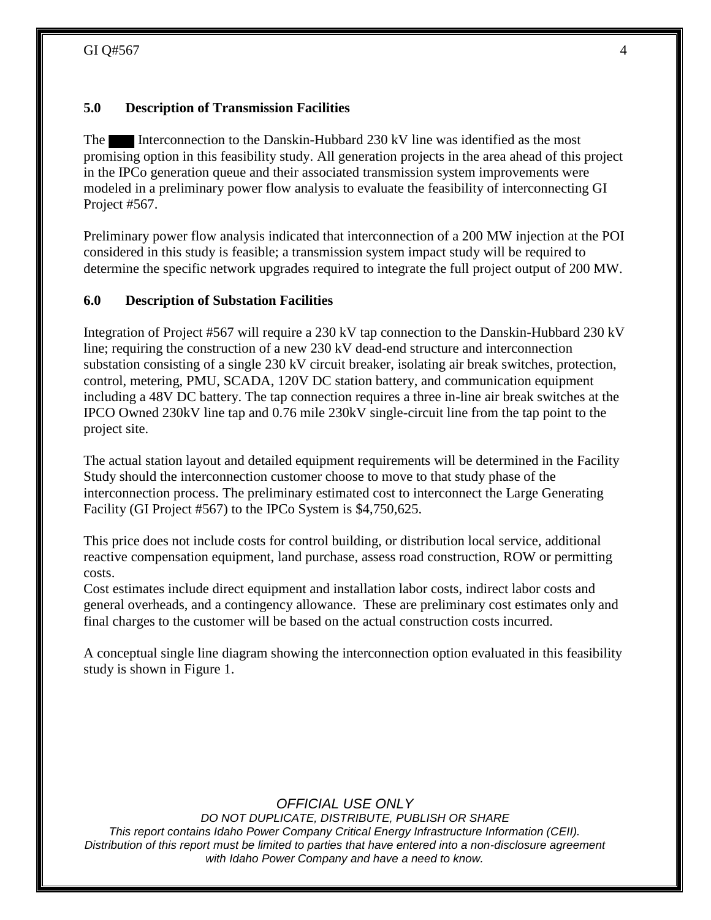## 5.0 Description of Transmission Facilities

The ███ Interconnection to the Danskin-Hubbard 230 kV line was identified as the most promising option in this feasibility study. All generation projects in the area ahead of this project in the IPCo generation queue and their associated transmission system improvements were modeled in a preliminary power flow analysis to evaluate the feasibility of interconnecting GI Project #567.

Preliminary power flow analysis indicated that interconnection of a 200 MW injection at the POI considered in this study is feasible; a transmission system impact study will be required to determine the specific network upgrades required to integrate the full project output of 200 MW.

## 6.0 Description of Substation Facilities

Integration of Project #567 will require a 230 kV tap connection to the Danskin-Hubbard 230 kV line; requiring the construction of a new 230 kV dead-end structure and interconnection substation consisting of a single 230 kV circuit breaker, isolating air break switches, protection, control, metering, PMU, SCADA, 120V DC station battery, and communication equipment including a 48V DC battery. The tap connection requires a three in-line air break switches at the IPCO Owned 230kV line tap and 0.76 mile 230kV single-circuit line from the tap point to the project site.

The actual station layout and detailed equipment requirements will be determined in the Facility Study should the interconnection customer choose to move to that study phase of the interconnection process. The preliminary estimated cost to interconnect the Large Generating Facility (GI Project #567) to the IPCo System is $4,750,625.

This price does not include costs for control building, or distribution local service, additional reactive compensation equipment, land purchase, assess road construction, ROW or permitting costs.

Cost estimates include direct equipment and installation labor costs, indirect labor costs and general overheads, and a contingency allowance. These are preliminary cost estimates only and final charges to the customer will be based on the actual construction costs incurred.

A conceptual single line diagram showing the interconnection option evaluated in this feasibility study is shown in Figure 1.

*OFFICIAL USE ONLY*

*DO NOT DUPLICATE, DISTRIBUTE, PUBLISH OR SHARE*

*This report contains Idaho Power Company Critical Energy Infrastructure Information (CEII). Distribution of this report must be limited to parties that have entered into a non-disclosure agreement with Idaho Power Company and have a need to know.*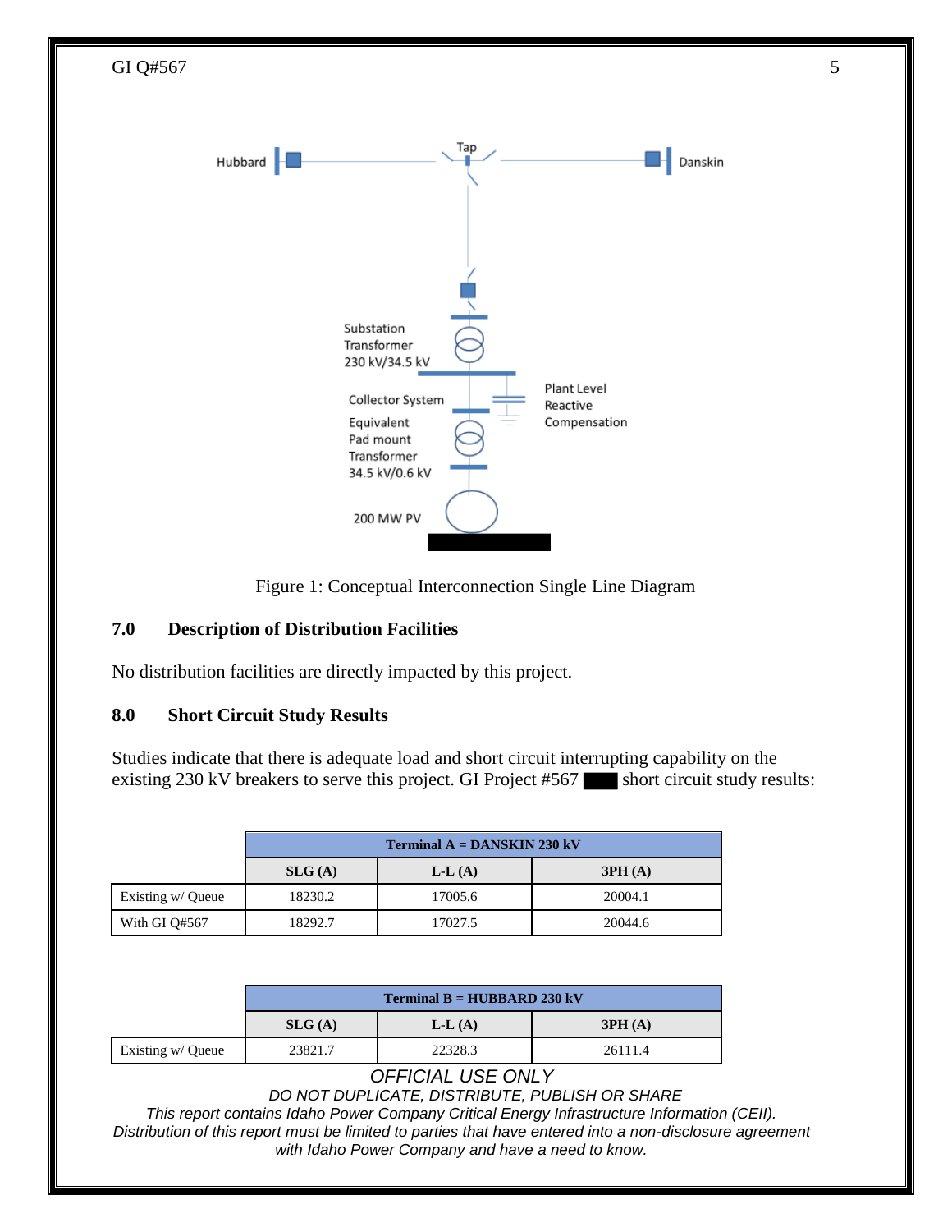Figure 1: Conceptual Interconnection Single Line Diagram

## 7.0 Description of Distribution Facilities

No distribution facilities are directly impacted by this project.

## 8.0 Short Circuit Study Results

Studies indicate that there is adequate load and short circuit interrupting capability on the existing 230 kV breakers to serve this project. GI Project #567 ███ short circuit study results:

| | Terminal A = DANSKIN 230 kV | | |
|---|---|---|---|
| | SLG (A) | L-L (A) | 3PH (A) |
| Existing w/ Queue | 18230.2 | 17005.6 | 20004.1 |
| With GI Q#567 | 18292.7 | 17027.5 | 20044.6 |

| | Terminal B = HUBBARD 230 kV | | |
|---|---|---|---|
| | SLG (A) | L-L (A) | 3PH (A) |
| Existing w/ Queue | 23821.7 | 22328.3 | 26111.4 |

*OFFICIAL USE ONLY*
*DO NOT DUPLICATE, DISTRIBUTE, PUBLISH OR SHARE*
*This report contains Idaho Power Company Critical Energy Infrastructure Information (CEII). Distribution of this report must be limited to parties that have entered into a non-disclosure agreement with Idaho Power Company and have a need to know.*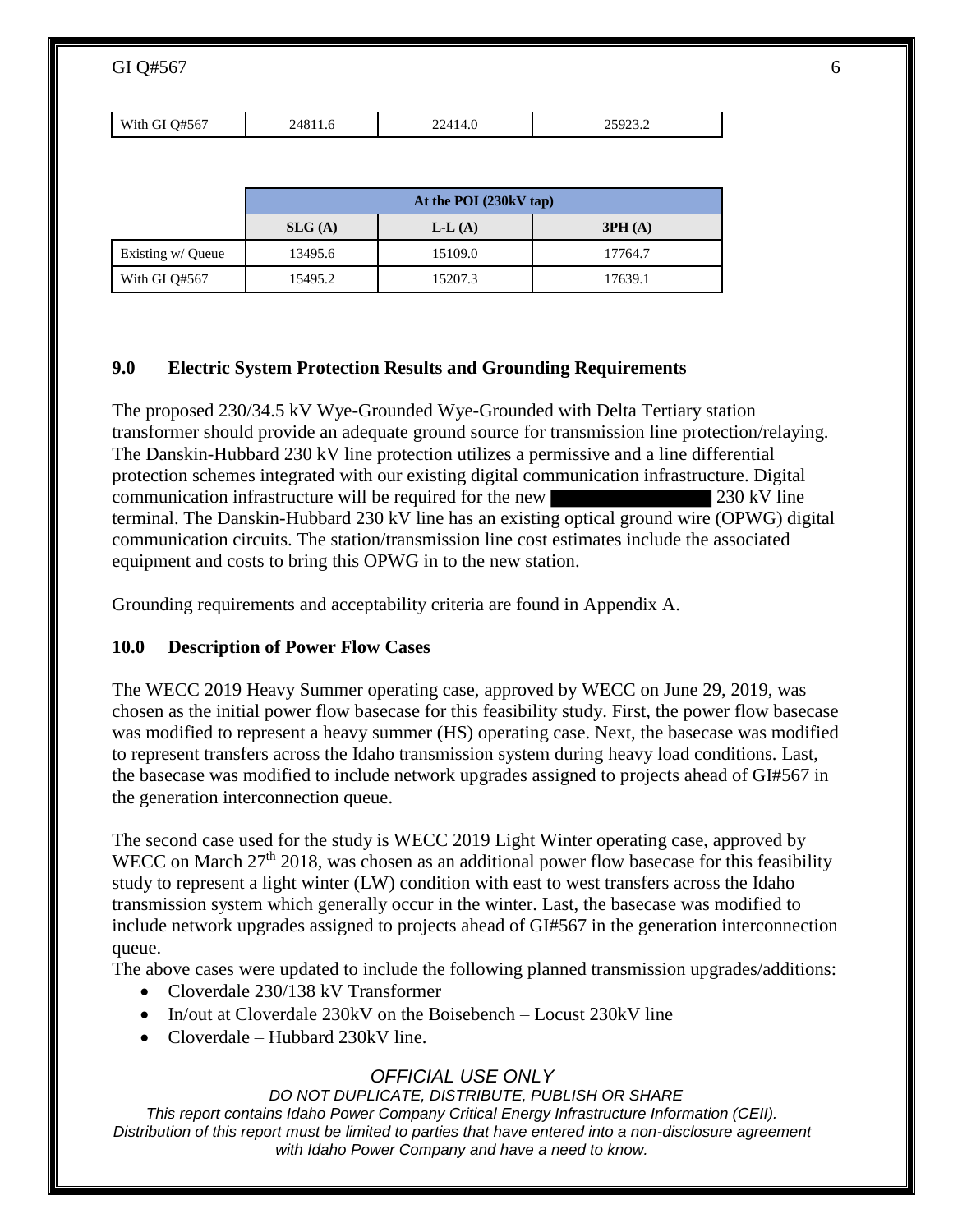| With GI Q#567 | 24811.6 | 22414.0 | 25923.2 |
|---|---|---|---|

| | At the POI (230kV tap) | | |
|---|---|---|---|
| | **SLG (A)** | **L-L (A)** | **3PH (A)** |
| Existing w/ Queue | 13495.6 | 15109.0 | 17764.7 |
| With GI Q#567 | 15495.2 | 15207.3 | 17639.1 |

## 9.0 Electric System Protection Results and Grounding Requirements

The proposed 230/34.5 kV Wye-Grounded Wye-Grounded with Delta Tertiary station transformer should provide an adequate ground source for transmission line protection/relaying. The Danskin-Hubbard 230 kV line protection utilizes a permissive and a line differential protection schemes integrated with our existing digital communication infrastructure. Digital communication infrastructure will be required for the new ████████████ 230 kV line terminal. The Danskin-Hubbard 230 kV line has an existing optical ground wire (OPWG) digital communication circuits. The station/transmission line cost estimates include the associated equipment and costs to bring this OPWG in to the new station.

Grounding requirements and acceptability criteria are found in Appendix A.

## 10.0 Description of Power Flow Cases

The WECC 2019 Heavy Summer operating case, approved by WECC on June 29, 2019, was chosen as the initial power flow basecase for this feasibility study. First, the power flow basecase was modified to represent a heavy summer (HS) operating case. Next, the basecase was modified to represent transfers across the Idaho transmission system during heavy load conditions. Last, the basecase was modified to include network upgrades assigned to projects ahead of GI#567 in the generation interconnection queue.

The second case used for the study is WECC 2019 Light Winter operating case, approved by WECC on March 27th 2018, was chosen as an additional power flow basecase for this feasibility study to represent a light winter (LW) condition with east to west transfers across the Idaho transmission system which generally occur in the winter. Last, the basecase was modified to include network upgrades assigned to projects ahead of GI#567 in the generation interconnection queue.

The above cases were updated to include the following planned transmission upgrades/additions:

- Cloverdale 230/138 kV Transformer
- In/out at Cloverdale 230kV on the Boisebench – Locust 230kV line
- Cloverdale – Hubbard 230kV line.

*OFFICIAL USE ONLY*

*DO NOT DUPLICATE, DISTRIBUTE, PUBLISH OR SHARE*

*This report contains Idaho Power Company Critical Energy Infrastructure Information (CEII). Distribution of this report must be limited to parties that have entered into a non-disclosure agreement with Idaho Power Company and have a need to know.*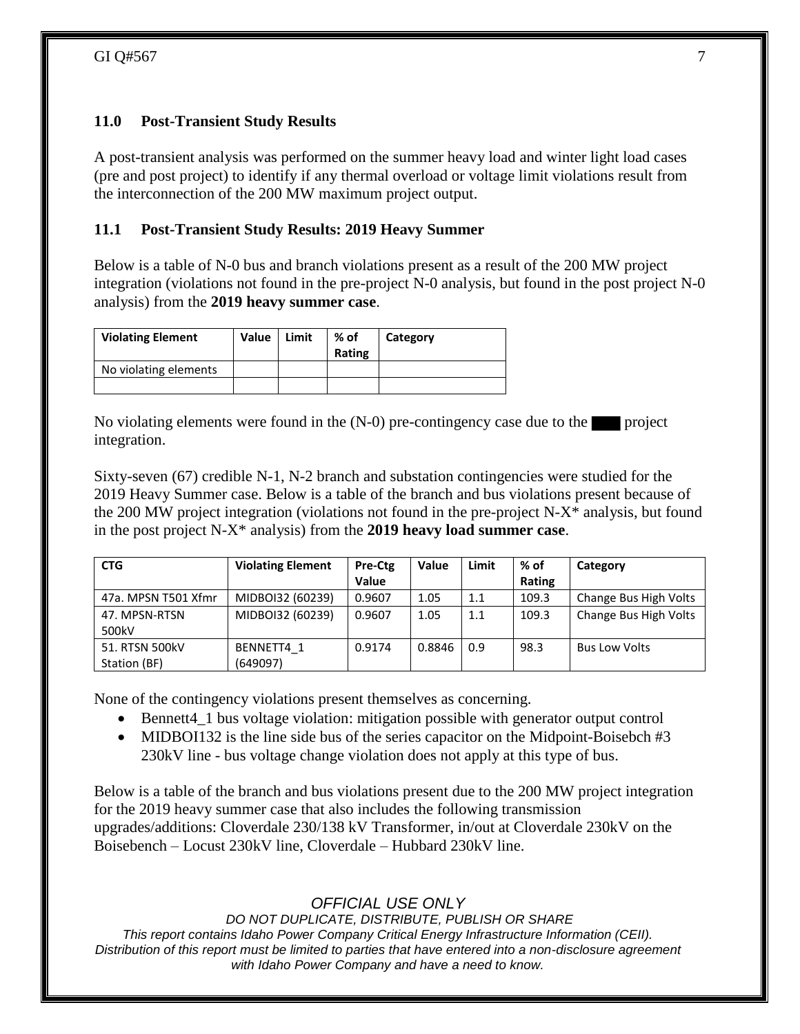## 11.0 Post-Transient Study Results

A post-transient analysis was performed on the summer heavy load and winter light load cases (pre and post project) to identify if any thermal overload or voltage limit violations result from the interconnection of the 200 MW maximum project output.

### 11.1 Post-Transient Study Results: 2019 Heavy Summer

Below is a table of N-0 bus and branch violations present as a result of the 200 MW project integration (violations not found in the pre-project N-0 analysis, but found in the post project N-0 analysis) from the **2019 heavy summer case**.

| Violating Element | Value | Limit | % of Rating | Category |
|---|---|---|---|---|
| No violating elements | | | | |
| | | | | |

No violating elements were found in the (N-0) pre-contingency case due to the ███ project integration.

Sixty-seven (67) credible N-1, N-2 branch and substation contingencies were studied for the 2019 Heavy Summer case. Below is a table of the branch and bus violations present because of the 200 MW project integration (violations not found in the pre-project N-X* analysis, but found in the post project N-X* analysis) from the **2019 heavy load summer case**.

| CTG | Violating Element | Pre-Ctg Value | Value | Limit | % of Rating | Category |
|---|---|---|---|---|---|---|
| 47a. MPSN T501 Xfmr | MIDBOI32 (60239) | 0.9607 | 1.05 | 1.1 | 109.3 | Change Bus High Volts |
| 47. MPSN-RTSN 500kV | MIDBOI32 (60239) | 0.9607 | 1.05 | 1.1 | 109.3 | Change Bus High Volts |
| 51. RTSN 500kV Station (BF) | BENNETT4_1 (649097) | 0.9174 | 0.8846 | 0.9 | 98.3 | Bus Low Volts |

None of the contingency violations present themselves as concerning.

- Bennett4_1 bus voltage violation: mitigation possible with generator output control
- MIDBOI132 is the line side bus of the series capacitor on the Midpoint-Boisebch #3 230kV line - bus voltage change violation does not apply at this type of bus.

Below is a table of the branch and bus violations present due to the 200 MW project integration for the 2019 heavy summer case that also includes the following transmission upgrades/additions: Cloverdale 230/138 kV Transformer, in/out at Cloverdale 230kV on the Boisebench – Locust 230kV line, Cloverdale – Hubbard 230kV line.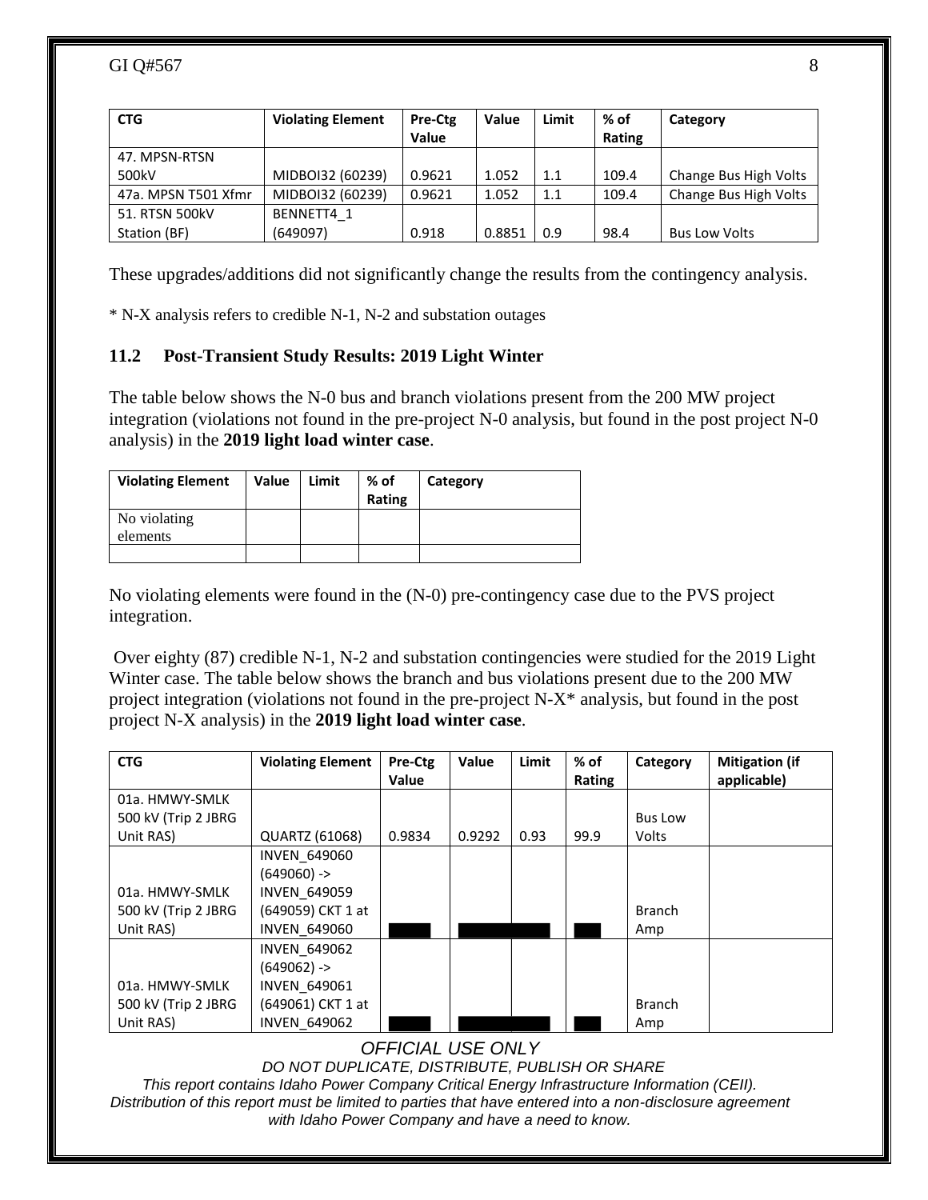| CTG | Violating Element | Pre-Ctg Value | Value | Limit | % of Rating | Category |
|---|---|---|---|---|---|---|
| 47. MPSN-RTSN 500kV | MIDBOI32 (60239) | 0.9621 | 1.052 | 1.1 | 109.4 | Change Bus High Volts |
| 47a. MPSN T501 Xfmr | MIDBOI32 (60239) | 0.9621 | 1.052 | 1.1 | 109.4 | Change Bus High Volts |
| 51. RTSN 500kV Station (BF) | BENNETT4_1 (649097) | 0.918 | 0.8851 | 0.9 | 98.4 | Bus Low Volts |

These upgrades/additions did not significantly change the results from the contingency analysis.

* N-X analysis refers to credible N-1, N-2 and substation outages

## 11.2 Post-Transient Study Results: 2019 Light Winter

The table below shows the N-0 bus and branch violations present from the 200 MW project integration (violations not found in the pre-project N-0 analysis, but found in the post project N-0 analysis) in the **2019 light load winter case**.

| Violating Element | Value | Limit | % of Rating | Category |
|---|---|---|---|---|
| No violating elements | | | | |
| | | | | |

No violating elements were found in the (N-0) pre-contingency case due to the PVS project integration.

Over eighty (87) credible N-1, N-2 and substation contingencies were studied for the 2019 Light Winter case. The table below shows the branch and bus violations present due to the 200 MW project integration (violations not found in the pre-project N-X* analysis, but found in the post project N-X analysis) in the **2019 light load winter case**.

| CTG | Violating Element | Pre-Ctg Value | Value | Limit | % of Rating | Category | Mitigation (if applicable) |
|---|---|---|---|---|---|---|---|
| 01a. HMWY-SMLK 500 kV (Trip 2 JBRG Unit RAS) | QUARTZ (61068) | 0.9834 | 0.9292 | 0.93 | 99.9 | Bus Low Volts | |
| 01a. HMWY-SMLK 500 kV (Trip 2 JBRG Unit RAS) | INVEN_649060 (649060) -> INVEN_649059 (649059) CKT 1 at INVEN_649060 | | | | | Branch Amp | |
| 01a. HMWY-SMLK 500 kV (Trip 2 JBRG Unit RAS) | INVEN_649062 (649062) -> INVEN_649061 (649061) CKT 1 at INVEN_649062 | | | | | Branch Amp | |

*OFFICIAL USE ONLY*

*DO NOT DUPLICATE, DISTRIBUTE, PUBLISH OR SHARE*

*This report contains Idaho Power Company Critical Energy Infrastructure Information (CEII). Distribution of this report must be limited to parties that have entered into a non-disclosure agreement with Idaho Power Company and have a need to know.*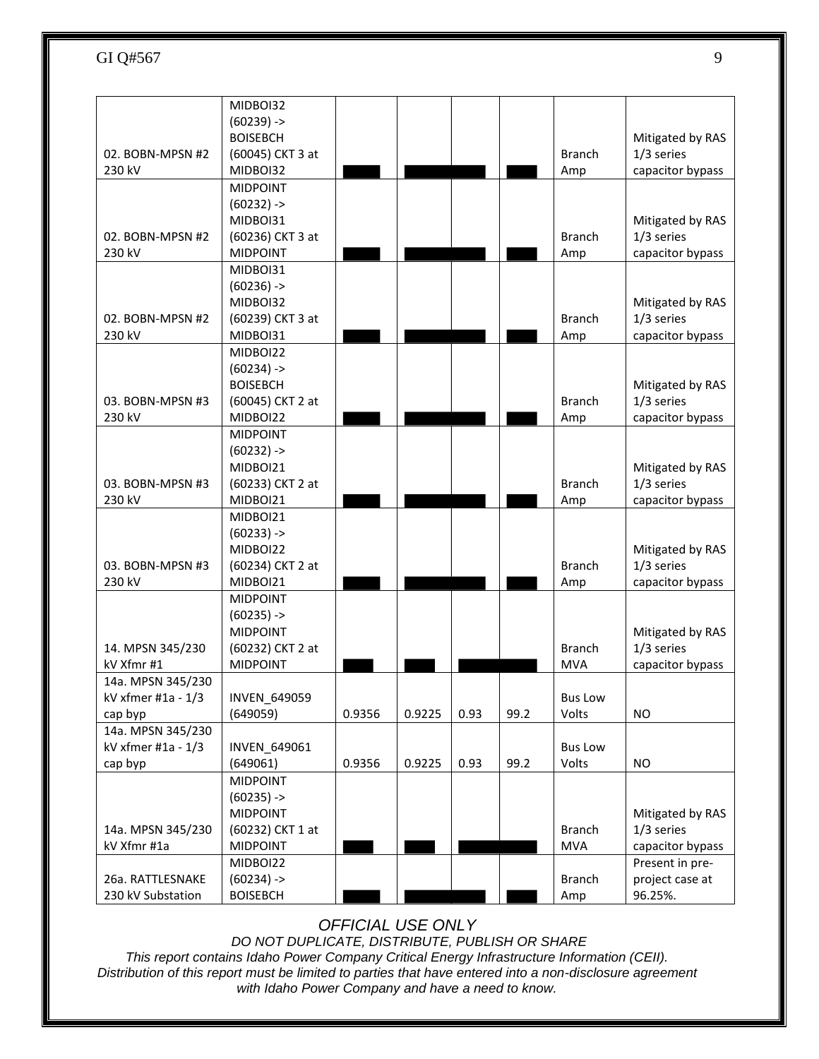| | | | | | | | |
|---|---|---|---|---|---|---|---|
| 02. BOBN-MPSN #2 230 kV | MIDBOI32 (60239) -> BOISEBCH (60045) CKT 3 at MIDBOI32 | | | | | Branch Amp | Mitigated by RAS 1/3 series capacitor bypass |
| 02. BOBN-MPSN #2 230 kV | MIDPOINT (60232) -> MIDBOI31 (60236) CKT 3 at MIDPOINT | | | | | Branch Amp | Mitigated by RAS 1/3 series capacitor bypass |
| 02. BOBN-MPSN #2 230 kV | MIDBOI31 (60236) -> MIDBOI32 (60239) CKT 3 at MIDBOI31 | | | | | Branch Amp | Mitigated by RAS 1/3 series capacitor bypass |
| 03. BOBN-MPSN #3 230 kV | MIDBOI22 (60234) -> BOISEBCH (60045) CKT 2 at MIDBOI22 | | | | | Branch Amp | Mitigated by RAS 1/3 series capacitor bypass |
| 03. BOBN-MPSN #3 230 kV | MIDPOINT (60232) -> MIDBOI21 (60233) CKT 2 at MIDBOI21 | | | | | Branch Amp | Mitigated by RAS 1/3 series capacitor bypass |
| 03. BOBN-MPSN #3 230 kV | MIDBOI21 (60233) -> MIDBOI22 (60234) CKT 2 at MIDBOI21 | | | | | Branch Amp | Mitigated by RAS 1/3 series capacitor bypass |
| 14. MPSN 345/230 kV Xfmr #1 | MIDPOINT (60235) -> MIDPOINT (60232) CKT 2 at MIDPOINT | | | | | Branch MVA | Mitigated by RAS 1/3 series capacitor bypass |
| 14a. MPSN 345/230 kV xfmer #1a - 1/3 cap byp | INVEN_649059 (649059) | 0.9356 | 0.9225 | 0.93 | 99.2 | Bus Low Volts | NO |
| 14a. MPSN 345/230 kV xfmer #1a - 1/3 cap byp | INVEN_649061 (649061) | 0.9356 | 0.9225 | 0.93 | 99.2 | Bus Low Volts | NO |
| 14a. MPSN 345/230 kV Xfmr #1a | MIDPOINT (60235) -> MIDPOINT (60232) CKT 1 at MIDPOINT | | | | | Branch MVA | Mitigated by RAS 1/3 series capacitor bypass |
| 26a. RATTLESNAKE 230 kV Substation | MIDBOI22 (60234) -> BOISEBCH | | | | | Branch Amp | Present in pre-project case at 96.25%. |

*OFFICIAL USE ONLY*

*DO NOT DUPLICATE, DISTRIBUTE, PUBLISH OR SHARE*

*This report contains Idaho Power Company Critical Energy Infrastructure Information (CEII). Distribution of this report must be limited to parties that have entered into a non-disclosure agreement with Idaho Power Company and have a need to know.*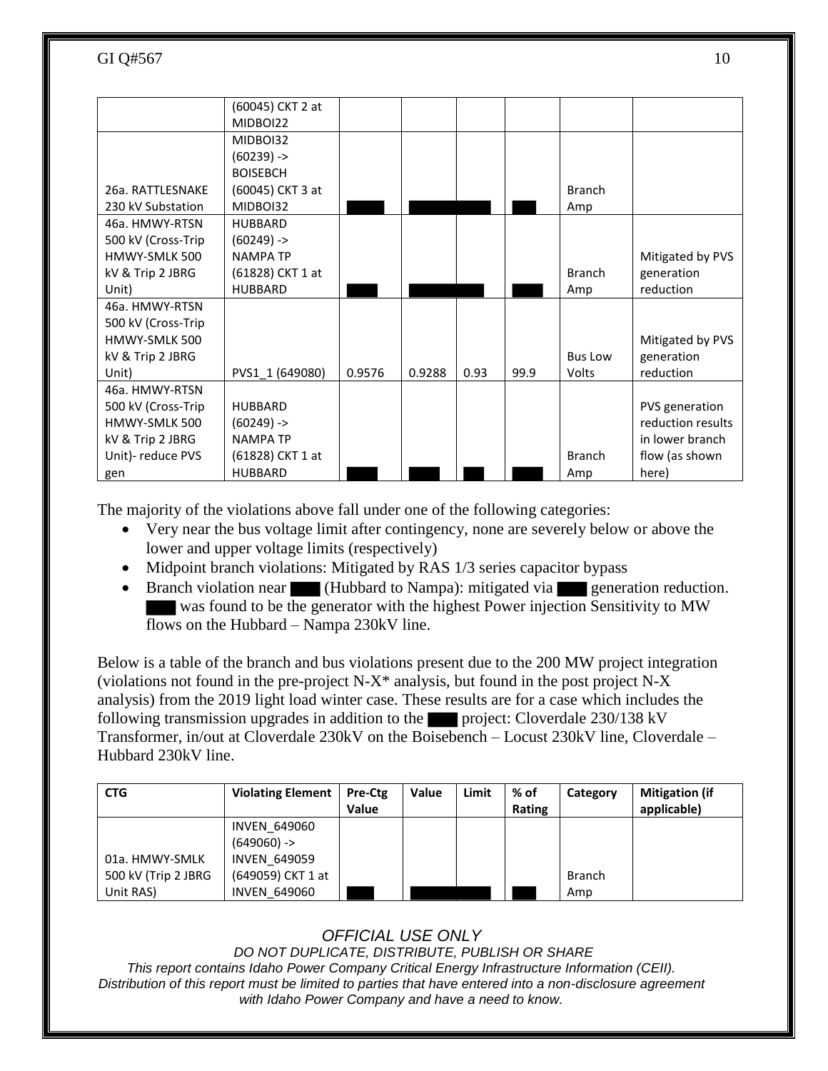| | (60045) CKT 2 at MIDBOI22 | | | | | | |
|---|---|---|---|---|---|---|---|
| 26a. RATTLESNAKE 230 kV Substation | MIDBOI32 (60239) -> BOISEBCH (60045) CKT 3 at MIDBOI32 | | | | | Branch Amp | |
| 46a. HMWY-RTSN 500 kV (Cross-Trip HMWY-SMLK 500 kV & Trip 2 JBRG Unit) | HUBBARD (60249) -> NAMPA TP (61828) CKT 1 at HUBBARD | | | | | Branch Amp | Mitigated by PVS generation reduction |
| 46a. HMWY-RTSN 500 kV (Cross-Trip HMWY-SMLK 500 kV & Trip 2 JBRG Unit) | PVS1_1 (649080) | 0.9576 | 0.9288 | 0.93 | 99.9 | Bus Low Volts | Mitigated by PVS generation reduction |
| 46a. HMWY-RTSN 500 kV (Cross-Trip HMWY-SMLK 500 kV & Trip 2 JBRG Unit)- reduce PVS gen | HUBBARD (60249) -> NAMPA TP (61828) CKT 1 at HUBBARD | | | | | Branch Amp | PVS generation reduction results in lower branch flow (as shown here) |

The majority of the violations above fall under one of the following categories:

- Very near the bus voltage limit after contingency, none are severely below or above the lower and upper voltage limits (respectively)
- Midpoint branch violations: Mitigated by RAS 1/3 series capacitor bypass
- Branch violation near (Hubbard to Nampa): mitigated via generation reduction. was found to be the generator with the highest Power injection Sensitivity to MW flows on the Hubbard – Nampa 230kV line.

Below is a table of the branch and bus violations present due to the 200 MW project integration (violations not found in the pre-project N-X* analysis, but found in the post project N-X analysis) from the 2019 light load winter case. These results are for a case which includes the following transmission upgrades in addition to the project: Cloverdale 230/138 kV Transformer, in/out at Cloverdale 230kV on the Boisebench – Locust 230kV line, Cloverdale – Hubbard 230kV line.

| CTG | Violating Element | Pre-Ctg Value | Value | Limit | % of Rating | Category | Mitigation (if applicable) |
|---|---|---|---|---|---|---|---|
| 01a. HMWY-SMLK 500 kV (Trip 2 JBRG Unit RAS) | INVEN_649060 (649060) -> INVEN_649059 (649059) CKT 1 at INVEN_649060 | | | | | Branch Amp | |

*OFFICIAL USE ONLY*

*DO NOT DUPLICATE, DISTRIBUTE, PUBLISH OR SHARE*

*This report contains Idaho Power Company Critical Energy Infrastructure Information (CEII). Distribution of this report must be limited to parties that have entered into a non-disclosure agreement with Idaho Power Company and have a need to know.*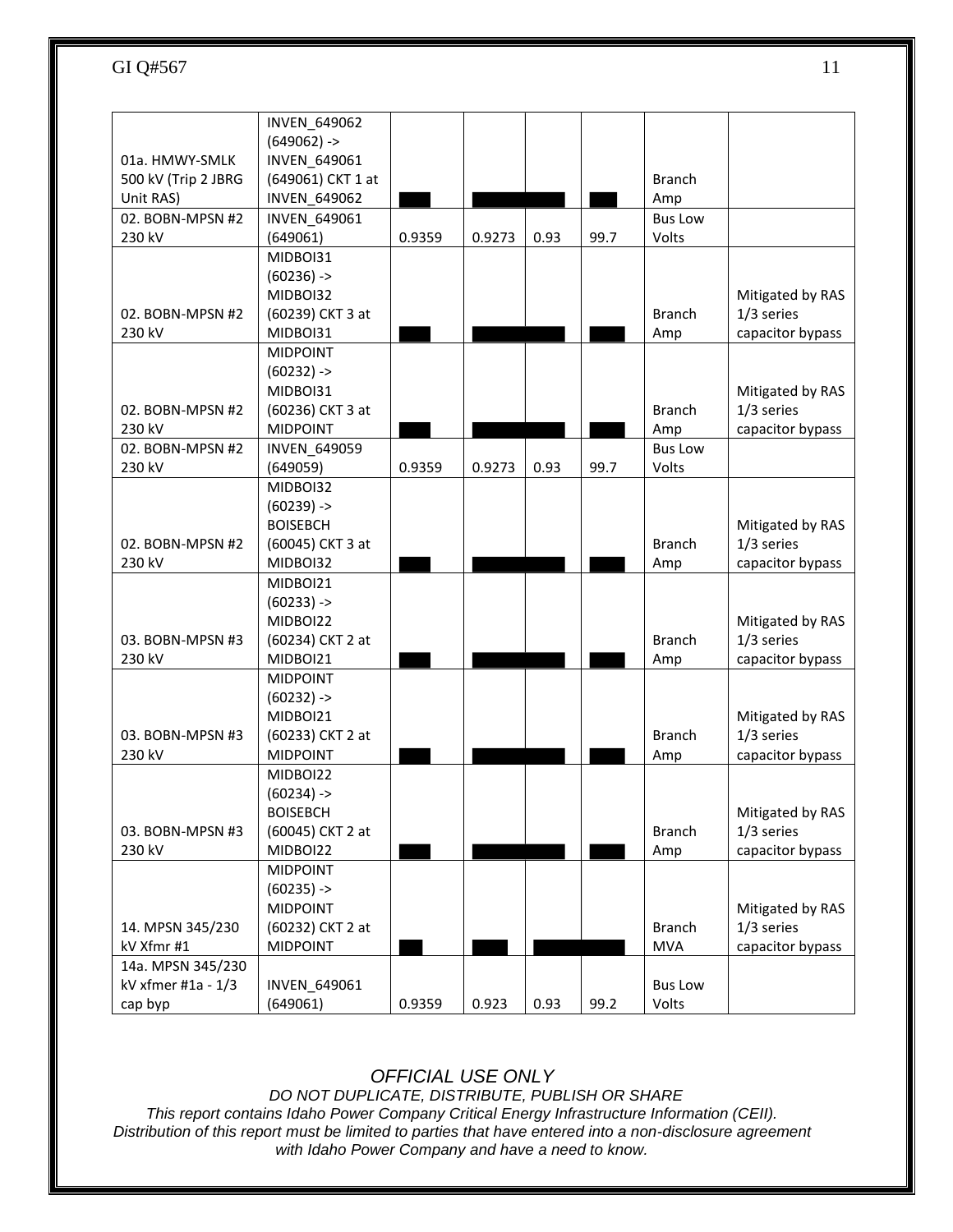| | | | | | | | |
|---|---|---|---|---|---|---|---|
| 01a. HMWY-SMLK 500 kV (Trip 2 JBRG Unit RAS) | INVEN_649062 (649062) -> INVEN_649061 (649061) CKT 1 at INVEN_649062 | | | | | Branch Amp | |
| 02. BOBN-MPSN #2 230 kV | INVEN_649061 (649061) | 0.9359 | 0.9273 | 0.93 | 99.7 | Bus Low Volts | |
| 02. BOBN-MPSN #2 230 kV | MIDBOI31 (60236) -> MIDBOI32 (60239) CKT 3 at MIDBOI31 | | | | | Branch Amp | Mitigated by RAS 1/3 series capacitor bypass |
| 02. BOBN-MPSN #2 230 kV | MIDPOINT (60232) -> MIDBOI31 (60236) CKT 3 at MIDPOINT | | | | | Branch Amp | Mitigated by RAS 1/3 series capacitor bypass |
| 02. BOBN-MPSN #2 230 kV | INVEN_649059 (649059) | 0.9359 | 0.9273 | 0.93 | 99.7 | Bus Low Volts | |
| 02. BOBN-MPSN #2 230 kV | MIDBOI32 (60239) -> BOISEBCH (60045) CKT 3 at MIDBOI32 | | | | | Branch Amp | Mitigated by RAS 1/3 series capacitor bypass |
| 03. BOBN-MPSN #3 230 kV | MIDBOI21 (60233) -> MIDBOI22 (60234) CKT 2 at MIDBOI21 | | | | | Branch Amp | Mitigated by RAS 1/3 series capacitor bypass |
| 03. BOBN-MPSN #3 230 kV | MIDPOINT (60232) -> MIDBOI21 (60233) CKT 2 at MIDPOINT | | | | | Branch Amp | Mitigated by RAS 1/3 series capacitor bypass |
| 03. BOBN-MPSN #3 230 kV | MIDBOI22 (60234) -> BOISEBCH (60045) CKT 2 at MIDBOI22 | | | | | Branch Amp | Mitigated by RAS 1/3 series capacitor bypass |
| 14. MPSN 345/230 kV Xfmr #1 | MIDPOINT (60235) -> MIDPOINT (60232) CKT 2 at MIDPOINT | | | | | Branch MVA | Mitigated by RAS 1/3 series capacitor bypass |
| 14a. MPSN 345/230 kV xfmer #1a - 1/3 cap byp | INVEN_649061 (649061) | 0.9359 | 0.923 | 0.93 | 99.2 | Bus Low Volts | |

*OFFICIAL USE ONLY*

*DO NOT DUPLICATE, DISTRIBUTE, PUBLISH OR SHARE*

*This report contains Idaho Power Company Critical Energy Infrastructure Information (CEII). Distribution of this report must be limited to parties that have entered into a non-disclosure agreement with Idaho Power Company and have a need to know.*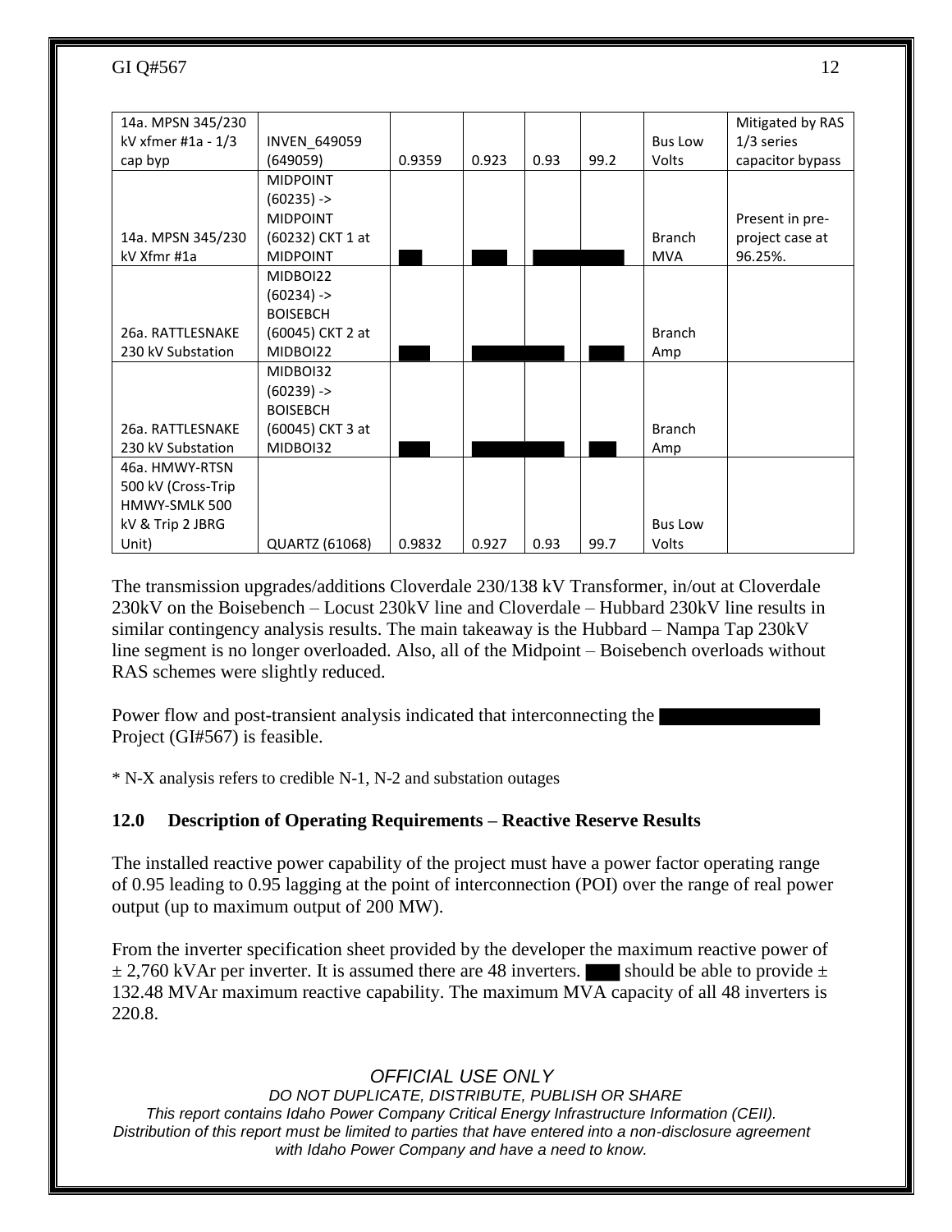| 14a. MPSN 345/230 kV xfmr #1a - 1/3 cap byp | INVEN_649059 (649059) | 0.9359 | 0.923 | 0.93 | 99.2 | Bus Low Volts | Mitigated by RAS 1/3 series capacitor bypass |
|---|---|---|---|---|---|---|---|
| 14a. MPSN 345/230 kV Xfmr #1a | MIDPOINT (60235) -> MIDPOINT (60232) CKT 1 at MIDPOINT | | | | | Branch MVA | Present in pre-project case at 96.25%. |
| 26a. RATTLESNAKE 230 kV Substation | MIDBOI22 (60234) -> BOISEBCH (60045) CKT 2 at MIDBOI22 | | | | | Branch Amp | |
| 26a. RATTLESNAKE 230 kV Substation | MIDBOI32 (60239) -> BOISEBCH (60045) CKT 3 at MIDBOI32 | | | | | Branch Amp | |
| 46a. HMWY-RTSN 500 kV (Cross-Trip HMWY-SMLK 500 kV & Trip 2 JBRG Unit) | QUARTZ (61068) | 0.9832 | 0.927 | 0.93 | 99.7 | Bus Low Volts | |

The transmission upgrades/additions Cloverdale 230/138 kV Transformer, in/out at Cloverdale 230kV on the Boisebench – Locust 230kV line and Cloverdale – Hubbard 230kV line results in similar contingency analysis results. The main takeaway is the Hubbard – Nampa Tap 230kV line segment is no longer overloaded. Also, all of the Midpoint – Boisebench overloads without RAS schemes were slightly reduced.

Power flow and post-transient analysis indicated that interconnecting the Project (GI#567) is feasible.

* N-X analysis refers to credible N-1, N-2 and substation outages

## 12.0 Description of Operating Requirements – Reactive Reserve Results

The installed reactive power capability of the project must have a power factor operating range of 0.95 leading to 0.95 lagging at the point of interconnection (POI) over the range of real power output (up to maximum output of 200 MW).

From the inverter specification sheet provided by the developer the maximum reactive power of ± 2,760 kVAr per inverter. It is assumed there are 48 inverters. should be able to provide ± 132.48 MVAr maximum reactive capability. The maximum MVA capacity of all 48 inverters is 220.8.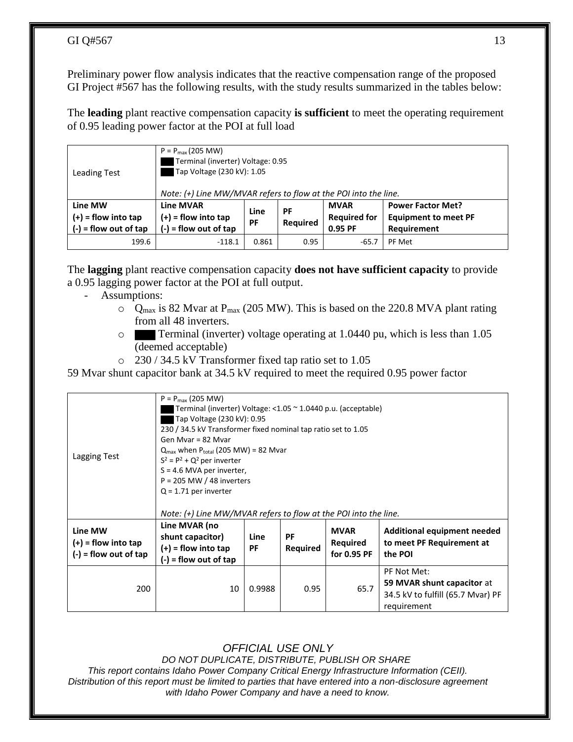Preliminary power flow analysis indicates that the reactive compensation range of the proposed GI Project #567 has the following results, with the study results summarized in the tables below:

The **leading** plant reactive compensation capacity **is sufficient** to meet the operating requirement of 0.95 leading power factor at the POI at full load

| Leading Test | $P = P_{max}$ (205 MW)<br>███ Terminal (inverter) Voltage: 0.95<br>███ Tap Voltage (230 kV): 1.05<br><br>*Note: (+) Line MW/MVAR refers to flow at the POI into the line.* | | | | |
|---|---|---|---|---|---|
| **Line MW<br>(+) = flow into tap<br>(-) = flow out of tap** | **Line MVAR<br>(+) = flow into tap<br>(-) = flow out of tap** | **Line PF** | **PF Required** | **MVAR Required for 0.95 PF** | **Power Factor Met?<br>Equipment to meet PF Requirement** |
| 199.6 | -118.1 | 0.861 | 0.95 | -65.7 | PF Met |

The **lagging** plant reactive compensation capacity **does not have sufficient capacity** to provide a 0.95 lagging power factor at the POI at full output.

- Assumptions:
  - $Q_{max}$ is 82 Mvar at $P_{max}$ (205 MW). This is based on the 220.8 MVA plant rating from all 48 inverters.
  - ███ Terminal (inverter) voltage operating at 1.0440 pu, which is less than 1.05 (deemed acceptable)
  - 230 / 34.5 kV Transformer fixed tap ratio set to 1.05

59 Mvar shunt capacitor bank at 34.5 kV required to meet the required 0.95 power factor

| Lagging Test | $P = P_{max}$ (205 MW)<br>███ Terminal (inverter) Voltage: <1.05 ~ 1.0440 p.u. (acceptable)<br>███ Tap Voltage (230 kV): 0.95<br>230 / 34.5 kV Transformer fixed nominal tap ratio set to 1.05<br>Gen Mvar = 82 Mvar<br>$Q_{max}$ when $P_{total}$ (205 MW) = 82 Mvar<br>$S^2 = P^2 + Q^2$ per inverter<br>S = 4.6 MVA per inverter,<br>P = 205 MW / 48 inverters<br>Q = 1.71 per inverter<br><br>*Note: (+) Line MW/MVAR refers to flow at the POI into the line.* | | | | |
|---|---|---|---|---|---|
| **Line MW<br>(+) = flow into tap<br>(-) = flow out of tap** | **Line MVAR (no shunt capacitor)<br>(+) = flow into tap<br>(-) = flow out of tap** | **Line PF** | **PF Required** | **MVAR Required for 0.95 PF** | **Additional equipment needed to meet PF Requirement at the POI** |
| 200 | 10 | 0.9988 | 0.95 | 65.7 | PF Not Met:<br>**59 MVAR shunt capacitor** at 34.5 kV to fulfill (65.7 Mvar) PF requirement |

*OFFICIAL USE ONLY*

*DO NOT DUPLICATE, DISTRIBUTE, PUBLISH OR SHARE*

*This report contains Idaho Power Company Critical Energy Infrastructure Information (CEII). Distribution of this report must be limited to parties that have entered into a non-disclosure agreement with Idaho Power Company and have a need to know.*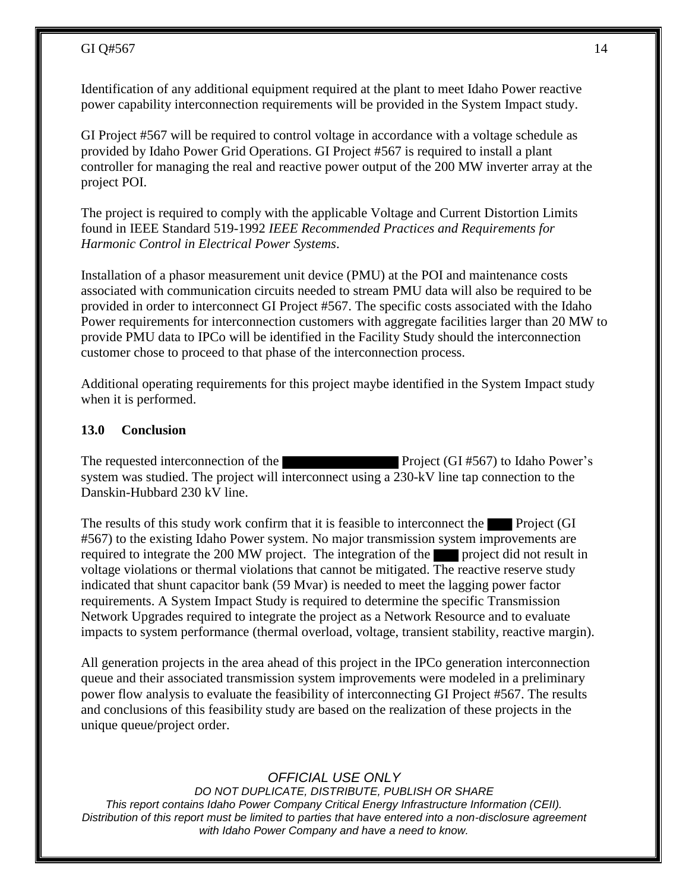Identification of any additional equipment required at the plant to meet Idaho Power reactive power capability interconnection requirements will be provided in the System Impact study.

GI Project #567 will be required to control voltage in accordance with a voltage schedule as provided by Idaho Power Grid Operations. GI Project #567 is required to install a plant controller for managing the real and reactive power output of the 200 MW inverter array at the project POI.

The project is required to comply with the applicable Voltage and Current Distortion Limits found in IEEE Standard 519-1992 *IEEE Recommended Practices and Requirements for Harmonic Control in Electrical Power Systems*.

Installation of a phasor measurement unit device (PMU) at the POI and maintenance costs associated with communication circuits needed to stream PMU data will also be required to be provided in order to interconnect GI Project #567. The specific costs associated with the Idaho Power requirements for interconnection customers with aggregate facilities larger than 20 MW to provide PMU data to IPCo will be identified in the Facility Study should the interconnection customer chose to proceed to that phase of the interconnection process.

Additional operating requirements for this project maybe identified in the System Impact study when it is performed.

## 13.0 Conclusion

The requested interconnection of the ██████████ Project (GI #567) to Idaho Power's system was studied. The project will interconnect using a 230-kV line tap connection to the Danskin-Hubbard 230 kV line.

The results of this study work confirm that it is feasible to interconnect the ███ Project (GI #567) to the existing Idaho Power system. No major transmission system improvements are required to integrate the 200 MW project. The integration of the ███ project did not result in voltage violations or thermal violations that cannot be mitigated. The reactive reserve study indicated that shunt capacitor bank (59 Mvar) is needed to meet the lagging power factor requirements. A System Impact Study is required to determine the specific Transmission Network Upgrades required to integrate the project as a Network Resource and to evaluate impacts to system performance (thermal overload, voltage, transient stability, reactive margin).

All generation projects in the area ahead of this project in the IPCo generation interconnection queue and their associated transmission system improvements were modeled in a preliminary power flow analysis to evaluate the feasibility of interconnecting GI Project #567. The results and conclusions of this feasibility study are based on the realization of these projects in the unique queue/project order.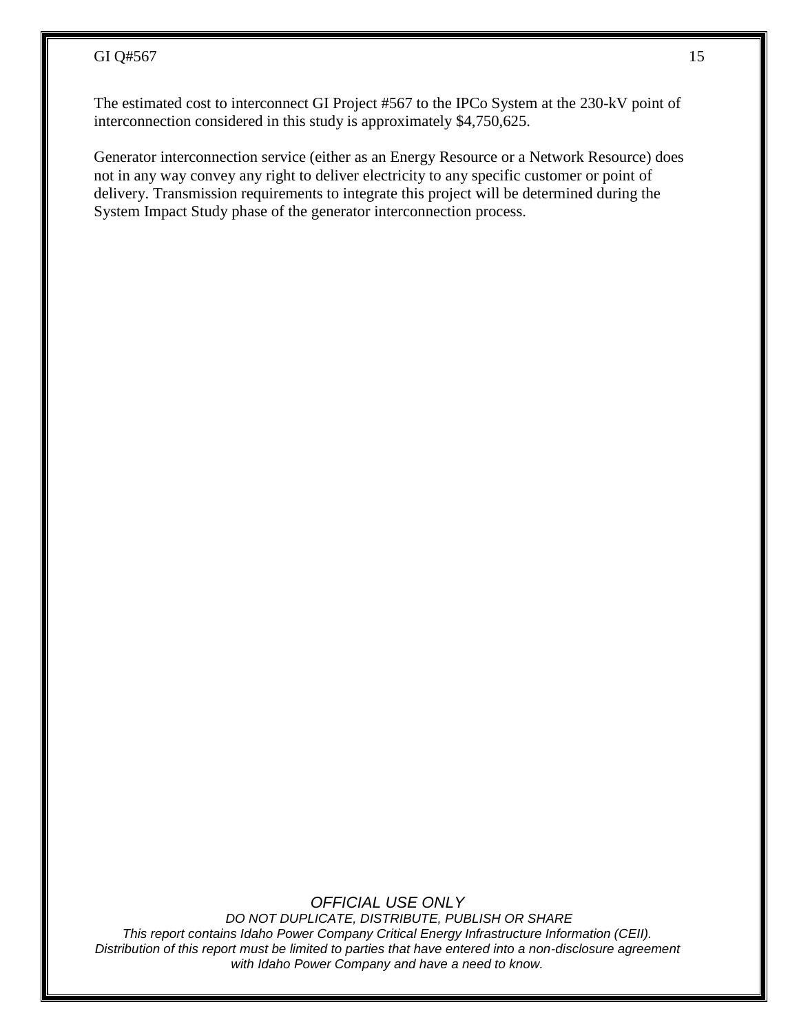The estimated cost to interconnect GI Project #567 to the IPCo System at the 230-kV point of interconnection considered in this study is approximately $4,750,625.

Generator interconnection service (either as an Energy Resource or a Network Resource) does not in any way convey any right to deliver electricity to any specific customer or point of delivery. Transmission requirements to integrate this project will be determined during the System Impact Study phase of the generator interconnection process.

*OFFICIAL USE ONLY*

*DO NOT DUPLICATE, DISTRIBUTE, PUBLISH OR SHARE*

*This report contains Idaho Power Company Critical Energy Infrastructure Information (CEII). Distribution of this report must be limited to parties that have entered into a non-disclosure agreement with Idaho Power Company and have a need to know.*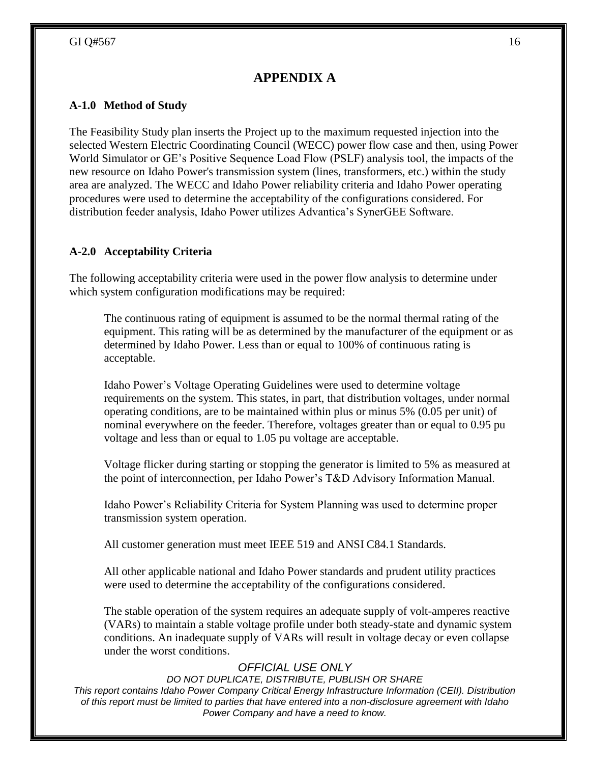# APPENDIX A

### A-1.0 Method of Study

The Feasibility Study plan inserts the Project up to the maximum requested injection into the selected Western Electric Coordinating Council (WECC) power flow case and then, using Power World Simulator or GE's Positive Sequence Load Flow (PSLF) analysis tool, the impacts of the new resource on Idaho Power's transmission system (lines, transformers, etc.) within the study area are analyzed. The WECC and Idaho Power reliability criteria and Idaho Power operating procedures were used to determine the acceptability of the configurations considered. For distribution feeder analysis, Idaho Power utilizes Advantica's SynerGEE Software.

### A-2.0 Acceptability Criteria

The following acceptability criteria were used in the power flow analysis to determine under which system configuration modifications may be required:

> The continuous rating of equipment is assumed to be the normal thermal rating of the equipment. This rating will be as determined by the manufacturer of the equipment or as determined by Idaho Power. Less than or equal to 100% of continuous rating is acceptable.
>
> Idaho Power's Voltage Operating Guidelines were used to determine voltage requirements on the system. This states, in part, that distribution voltages, under normal operating conditions, are to be maintained within plus or minus 5% (0.05 per unit) of nominal everywhere on the feeder. Therefore, voltages greater than or equal to 0.95 pu voltage and less than or equal to 1.05 pu voltage are acceptable.
>
> Voltage flicker during starting or stopping the generator is limited to 5% as measured at the point of interconnection, per Idaho Power's T&D Advisory Information Manual.
>
> Idaho Power's Reliability Criteria for System Planning was used to determine proper transmission system operation.
>
> All customer generation must meet IEEE 519 and ANSI C84.1 Standards.
>
> All other applicable national and Idaho Power standards and prudent utility practices were used to determine the acceptability of the configurations considered.
>
> The stable operation of the system requires an adequate supply of volt-amperes reactive (VARs) to maintain a stable voltage profile under both steady-state and dynamic system conditions. An inadequate supply of VARs will result in voltage decay or even collapse under the worst conditions.

*OFFICIAL USE ONLY*
*DO NOT DUPLICATE, DISTRIBUTE, PUBLISH OR SHARE*
*This report contains Idaho Power Company Critical Energy Infrastructure Information (CEII). Distribution of this report must be limited to parties that have entered into a non-disclosure agreement with Idaho Power Company and have a need to know.*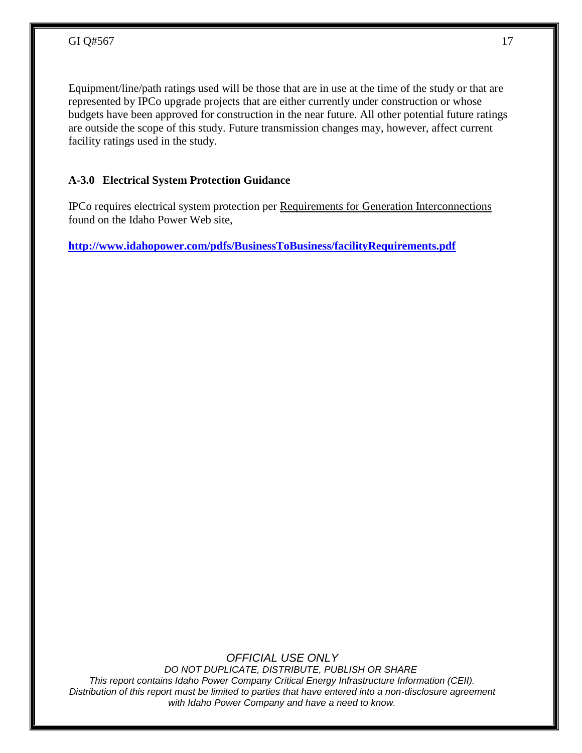Equipment/line/path ratings used will be those that are in use at the time of the study or that are represented by IPCo upgrade projects that are either currently under construction or whose budgets have been approved for construction in the near future. All other potential future ratings are outside the scope of this study. Future transmission changes may, however, affect current facility ratings used in the study.

### A-3.0 Electrical System Protection Guidance

IPCo requires electrical system protection per Requirements for Generation Interconnections found on the Idaho Power Web site,

**[http://www.idahopower.com/pdfs/BusinessToBusiness/facilityRequirements.pdf](http://www.idahopower.com/pdfs/BusinessToBusiness/facilityRequirements.pdf)**